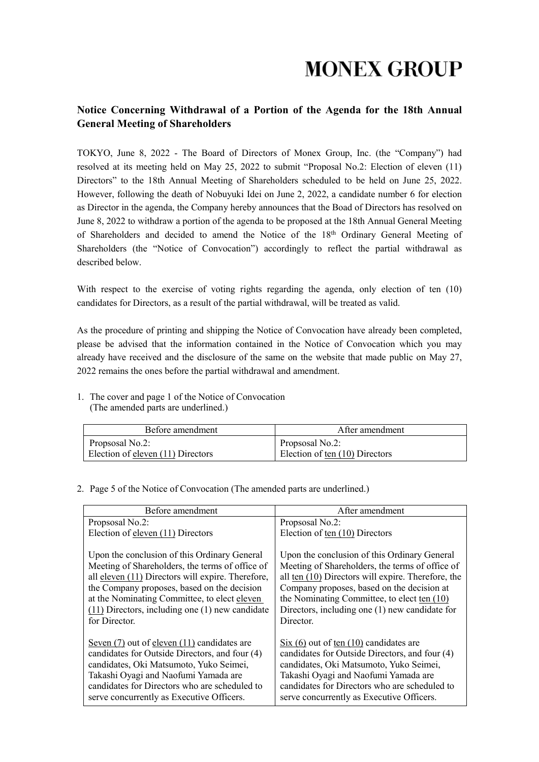# MONEX GROUP

## Notice Concerning Withdrawal of a Portion of the Agenda for the 18th Annual General Meeting of Shareholders

TOKYO, June 8, 2022 - The Board of Directors of Monex Group, Inc. (the "Company") had resolved at its meeting held on May 25, 2022 to submit "Proposal No.2: Election of eleven (11) Directors" to the 18th Annual Meeting of Shareholders scheduled to be held on June 25, 2022. However, following the death of Nobuyuki Idei on June 2, 2022, a candidate number 6 for election as Director in the agenda, the Company hereby announces that the Boad of Directors has resolved on June 8, 2022 to withdraw a portion of the agenda to be proposed at the 18th Annual General Meeting of Shareholders and decided to amend the Notice of the 18th Ordinary General Meeting of Shareholders (the "Notice of Convocation") accordingly to reflect the partial withdrawal as described below.

With respect to the exercise of voting rights regarding the agenda, only election of ten (10) candidates for Directors, as a result of the partial withdrawal, will be treated as valid.

As the procedure of printing and shipping the Notice of Convocation have already been completed, please be advised that the information contained in the Notice of Convocation which you may already have received and the disclosure of the same on the website that made public on May 27, 2022 remains the ones before the partial withdrawal and amendment.

1. The cover and page 1 of the Notice of Convocation
   (The amended parts are underlined.)

| Before amendment | After amendment |
|---|---|
| Propsosal No.2:<br>Election of <u>eleven (11)</u> Directors | Propsosal No.2:<br>Election of <u>ten (10)</u> Directors |

2. Page 5 of the Notice of Convocation (The amended parts are underlined.)

| Before amendment | After amendment |
|---|---|
| Propsosal No.2:<br>Election of <u>eleven (11)</u> Directors<br><br>Upon the conclusion of this Ordinary General Meeting of Shareholders, the terms of office of all <u>eleven (11)</u> Directors will expire. Therefore, the Company proposes, based on the decision at the Nominating Committee, to elect <u>eleven (11)</u> Directors, including one (1) new candidate for Director.<br><br><u>Seven (7)</u> out of <u>eleven (11)</u> candidates are candidates for Outside Directors, and four (4) candidates, Oki Matsumoto, Yuko Seimei, Takashi Oyagi and Naofumi Yamada are candidates for Directors who are scheduled to serve concurrently as Executive Officers. | Propsosal No.2:<br>Election of <u>ten (10)</u> Directors<br><br>Upon the conclusion of this Ordinary General Meeting of Shareholders, the terms of office of all <u>ten (10)</u> Directors will expire. Therefore, the Company proposes, based on the decision at the Nominating Committee, to elect <u>ten (10)</u> Directors, including one (1) new candidate for Director.<br><br><u>Six (6)</u> out of <u>ten (10)</u> candidates are candidates for Outside Directors, and four (4) candidates, Oki Matsumoto, Yuko Seimei, Takashi Oyagi and Naofumi Yamada are candidates for Directors who are scheduled to serve concurrently as Executive Officers. |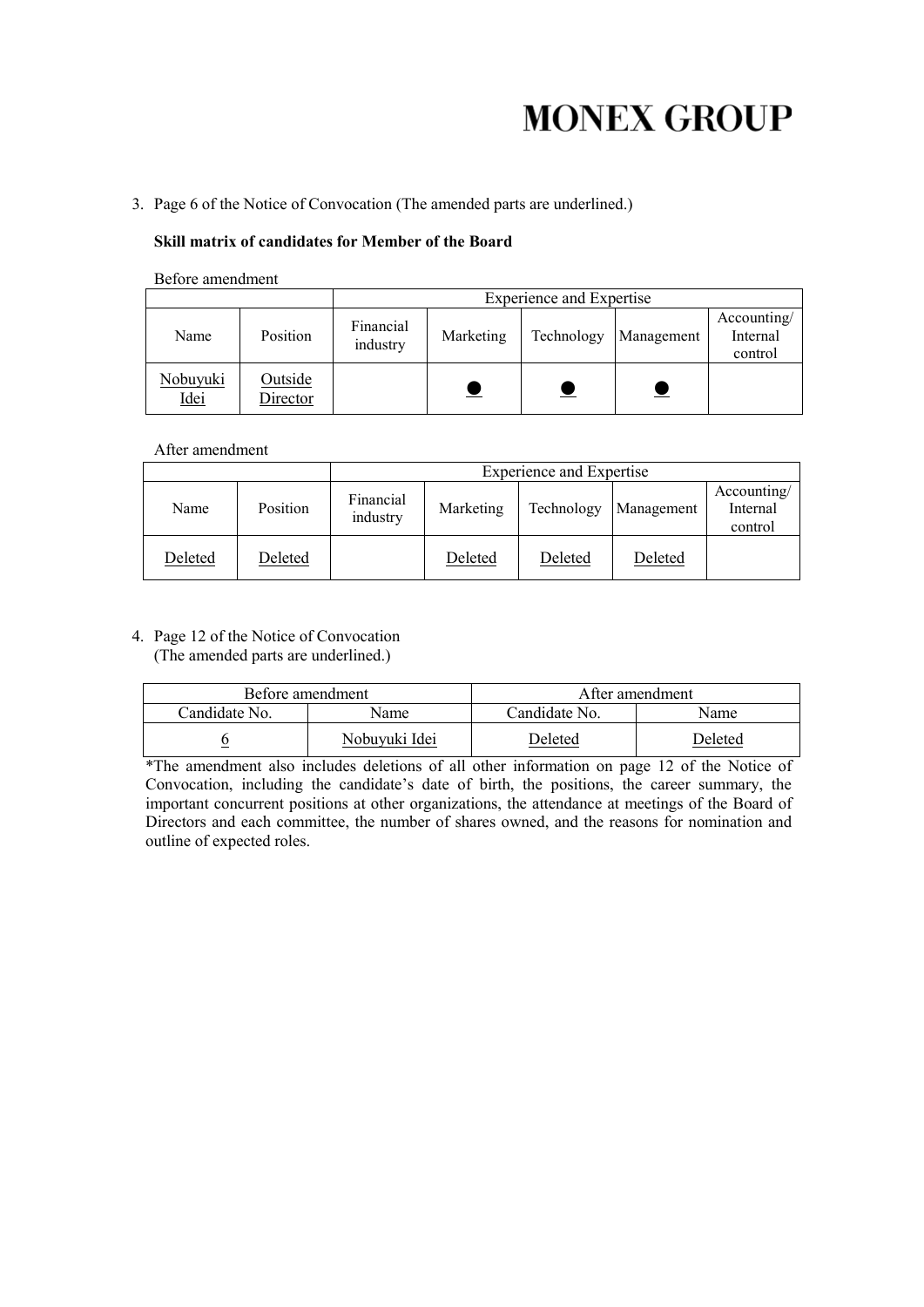3. Page 6 of the Notice of Convocation (The amended parts are underlined.)

**Skill matrix of candidates for Member of the Board**

Before amendment

| | | Experience and Expertise | | | | |
|---|---|---|---|---|---|---|
| Name | Position | Financial industry | Marketing | Technology | Management | Accounting/ Internal control |
| Nobuyuki Idei | Outside Director | | ● | ● | ● | |

After amendment

| | | Experience and Expertise | | | | |
|---|---|---|---|---|---|---|
| Name | Position | Financial industry | Marketing | Technology | Management | Accounting/ Internal control |
| Deleted | Deleted | | Deleted | Deleted | Deleted | |

4. Page 12 of the Notice of Convocation
(The amended parts are underlined.)

| Before amendment | | After amendment | |
|---|---|---|---|
| Candidate No. | Name | Candidate No. | Name |
| 6 | Nobuyuki Idei | Deleted | Deleted |

*The amendment also includes deletions of all other information on page 12 of the Notice of Convocation, including the candidate's date of birth, the positions, the career summary, the important concurrent positions at other organizations, the attendance at meetings of the Board of Directors and each committee, the number of shares owned, and the reasons for nomination and outline of expected roles.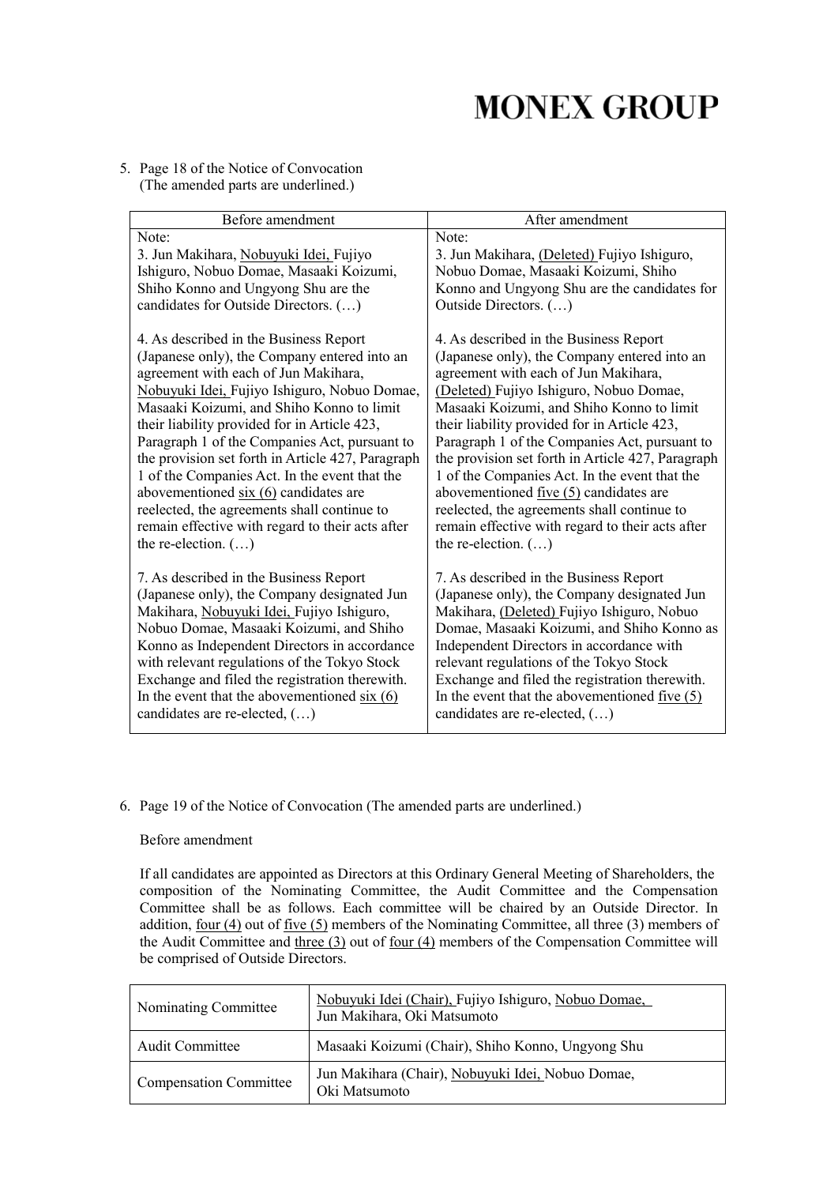5. Page 18 of the Notice of Convocation
   (The amended parts are underlined.)

| Before amendment | After amendment |
|---|---|
| Note:<br>3. Jun Makihara, Nobuyuki Idei, Fujiyo Ishiguro, Nobuo Domae, Masaaki Koizumi, Shiho Konno and Ungyong Shu are the candidates for Outside Directors. (…)<br><br>4. As described in the Business Report (Japanese only), the Company entered into an agreement with each of Jun Makihara, Nobuyuki Idei, Fujiyo Ishiguro, Nobuo Domae, Masaaki Koizumi, and Shiho Konno to limit their liability provided for in Article 423, Paragraph 1 of the Companies Act, pursuant to the provision set forth in Article 427, Paragraph 1 of the Companies Act. In the event that the abovementioned six (6) candidates are reelected, the agreements shall continue to remain effective with regard to their acts after the re-election. (…)<br><br>7. As described in the Business Report (Japanese only), the Company designated Jun Makihara, Nobuyuki Idei, Fujiyo Ishiguro, Nobuo Domae, Masaaki Koizumi, and Shiho Konno as Independent Directors in accordance with relevant regulations of the Tokyo Stock Exchange and filed the registration therewith. In the event that the abovementioned six (6) candidates are re-elected, (…) | Note:<br>3. Jun Makihara, (Deleted) Fujiyo Ishiguro, Nobuo Domae, Masaaki Koizumi, Shiho Konno and Ungyong Shu are the candidates for Outside Directors. (…)<br><br>4. As described in the Business Report (Japanese only), the Company entered into an agreement with each of Jun Makihara, (Deleted) Fujiyo Ishiguro, Nobuo Domae, Masaaki Koizumi, and Shiho Konno to limit their liability provided for in Article 423, Paragraph 1 of the Companies Act, pursuant to the provision set forth in Article 427, Paragraph 1 of the Companies Act. In the event that the abovementioned five (5) candidates are reelected, the agreements shall continue to remain effective with regard to their acts after the re-election. (…)<br><br>7. As described in the Business Report (Japanese only), the Company designated Jun Makihara, (Deleted) Fujiyo Ishiguro, Nobuo Domae, Masaaki Koizumi, and Shiho Konno as Independent Directors in accordance with relevant regulations of the Tokyo Stock Exchange and filed the registration therewith. In the event that the abovementioned five (5) candidates are re-elected, (…) |

6. Page 19 of the Notice of Convocation (The amended parts are underlined.)

Before amendment

If all candidates are appointed as Directors at this Ordinary General Meeting of Shareholders, the composition of the Nominating Committee, the Audit Committee and the Compensation Committee shall be as follows. Each committee will be chaired by an Outside Director. In addition, four (4) out of five (5) members of the Nominating Committee, all three (3) members of the Audit Committee and three (3) out of four (4) members of the Compensation Committee will be comprised of Outside Directors.

| Committee | Members |
|---|---|
| Nominating Committee | Nobuyuki Idei (Chair), Fujiyo Ishiguro, Nobuo Domae, Jun Makihara, Oki Matsumoto |
| Audit Committee | Masaaki Koizumi (Chair), Shiho Konno, Ungyong Shu |
| Compensation Committee | Jun Makihara (Chair), Nobuyuki Idei, Nobuo Domae, Oki Matsumoto |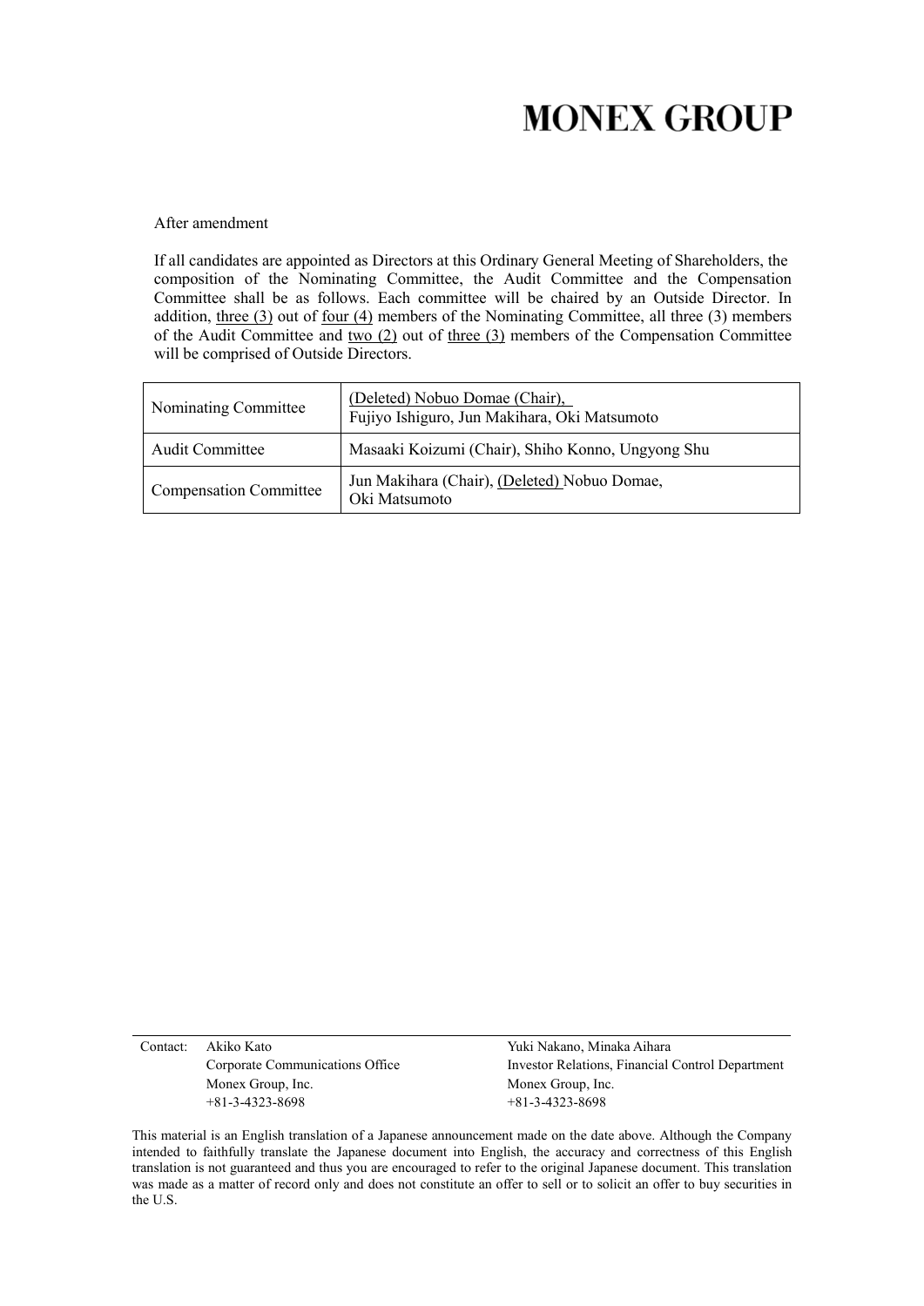# MONEX GROUP

After amendment

If all candidates are appointed as Directors at this Ordinary General Meeting of Shareholders, the composition of the Nominating Committee, the Audit Committee and the Compensation Committee shall be as follows. Each committee will be chaired by an Outside Director. In addition, three (3) out of four (4) members of the Nominating Committee, all three (3) members of the Audit Committee and two (2) out of three (3) members of the Compensation Committee will be comprised of Outside Directors.

| | |
|---|---|
| Nominating Committee | (Deleted) Nobuo Domae (Chair), Fujiyo Ishiguro, Jun Makihara, Oki Matsumoto |
| Audit Committee | Masaaki Koizumi (Chair), Shiho Konno, Ungyong Shu |
| Compensation Committee | Jun Makihara (Chair), (Deleted) Nobuo Domae, Oki Matsumoto |

Contact: Akiko Kato
Corporate Communications Office
Monex Group, Inc.
+81-3-4323-8698

Yuki Nakano, Minaka Aihara
Investor Relations, Financial Control Department
Monex Group, Inc.
+81-3-4323-8698

This material is an English translation of a Japanese announcement made on the date above. Although the Company intended to faithfully translate the Japanese document into English, the accuracy and correctness of this English translation is not guaranteed and thus you are encouraged to refer to the original Japanese document. This translation was made as a matter of record only and does not constitute an offer to sell or to solicit an offer to buy securities in the U.S.